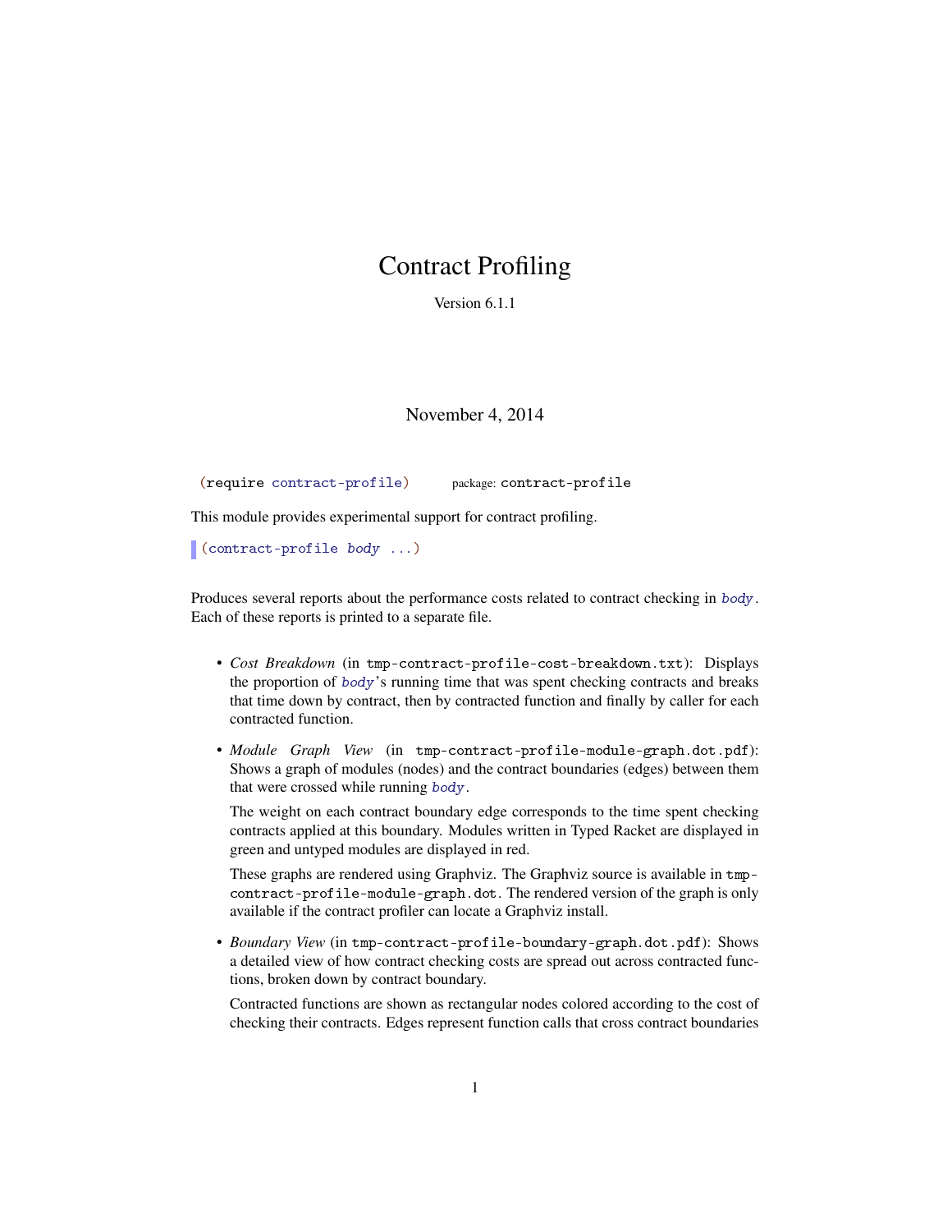# Contract Profiling

Version 6.1.1

November 4, 2014

```
(require contract-profile)
```

package: `contract-profile`

This module provides experimental support for contract profiling.

```
(contract-profile body ...)
```

Produces several reports about the performance costs related to contract checking in *body*. Each of these reports is printed to a separate file.

- *Cost Breakdown* (in `tmp-contract-profile-cost-breakdown.txt`): Displays the proportion of *body*'s running time that was spent checking contracts and breaks that time down by contract, then by contracted function and finally by caller for each contracted function.
- *Module Graph View* (in `tmp-contract-profile-module-graph.dot.pdf`): Shows a graph of modules (nodes) and the contract boundaries (edges) between them that were crossed while running *body*.

  The weight on each contract boundary edge corresponds to the time spent checking contracts applied at this boundary. Modules written in Typed Racket are displayed in green and untyped modules are displayed in red.

  These graphs are rendered using Graphviz. The Graphviz source is available in `tmp-contract-profile-module-graph.dot`. The rendered version of the graph is only available if the contract profiler can locate a Graphviz install.
- *Boundary View* (in `tmp-contract-profile-boundary-graph.dot.pdf`): Shows a detailed view of how contract checking costs are spread out across contracted functions, broken down by contract boundary.

  Contracted functions are shown as rectangular nodes colored according to the cost of checking their contracts. Edges represent function calls that cross contract boundaries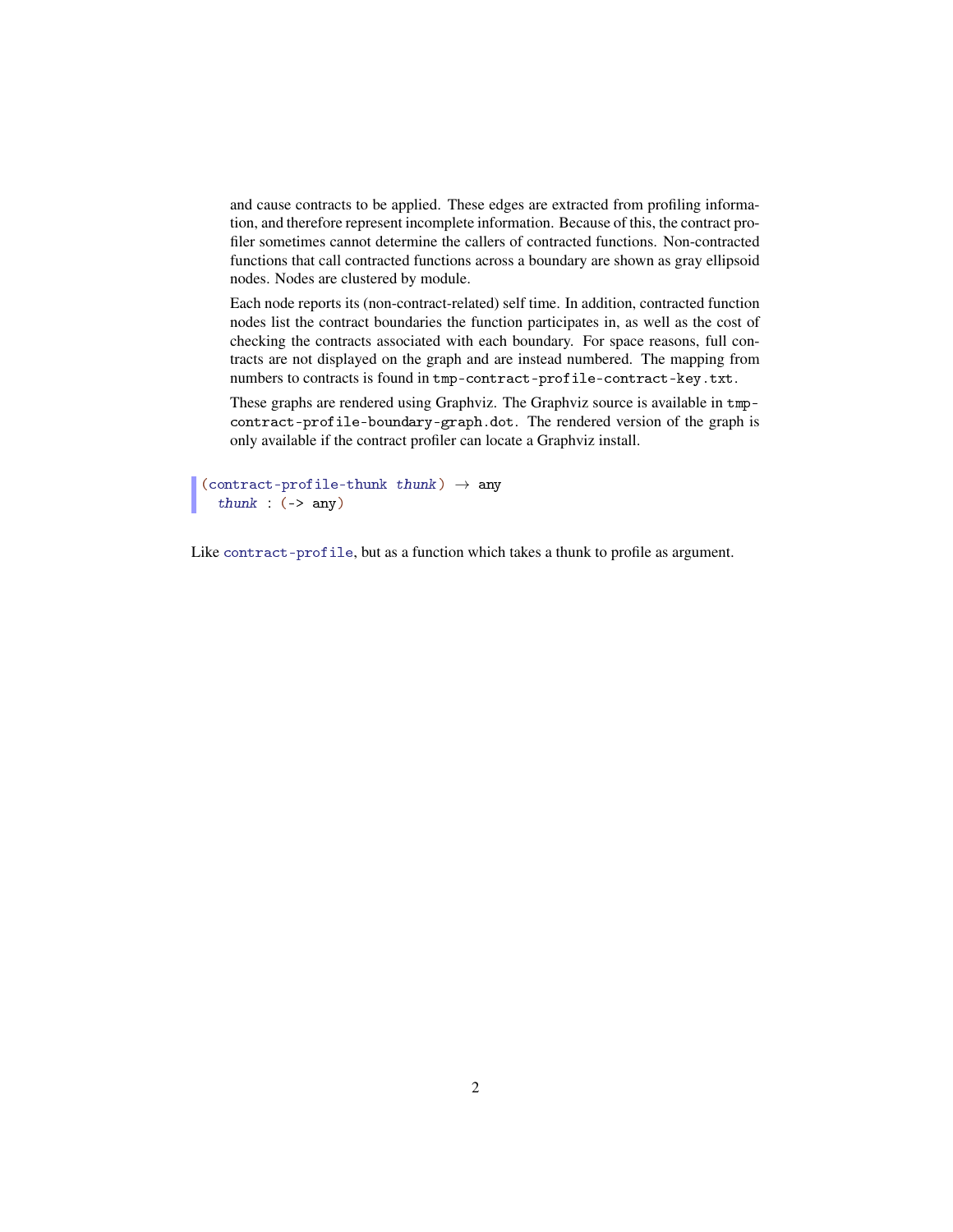and cause contracts to be applied. These edges are extracted from profiling information, and therefore represent incomplete information. Because of this, the contract profiler sometimes cannot determine the callers of contracted functions. Non-contracted functions that call contracted functions across a boundary are shown as gray ellipsoid nodes. Nodes are clustered by module.

Each node reports its (non-contract-related) self time. In addition, contracted function nodes list the contract boundaries the function participates in, as well as the cost of checking the contracts associated with each boundary. For space reasons, full contracts are not displayed on the graph and are instead numbered. The mapping from numbers to contracts is found in `tmp-contract-profile-contract-key.txt`.

These graphs are rendered using Graphviz. The Graphviz source is available in `tmp-contract-profile-boundary-graph.dot`. The rendered version of the graph is only available if the contract profiler can locate a Graphviz install.

```
(contract-profile-thunk thunk) → any
  thunk : (-> any)
```

Like `contract-profile`, but as a function which takes a thunk to profile as argument.